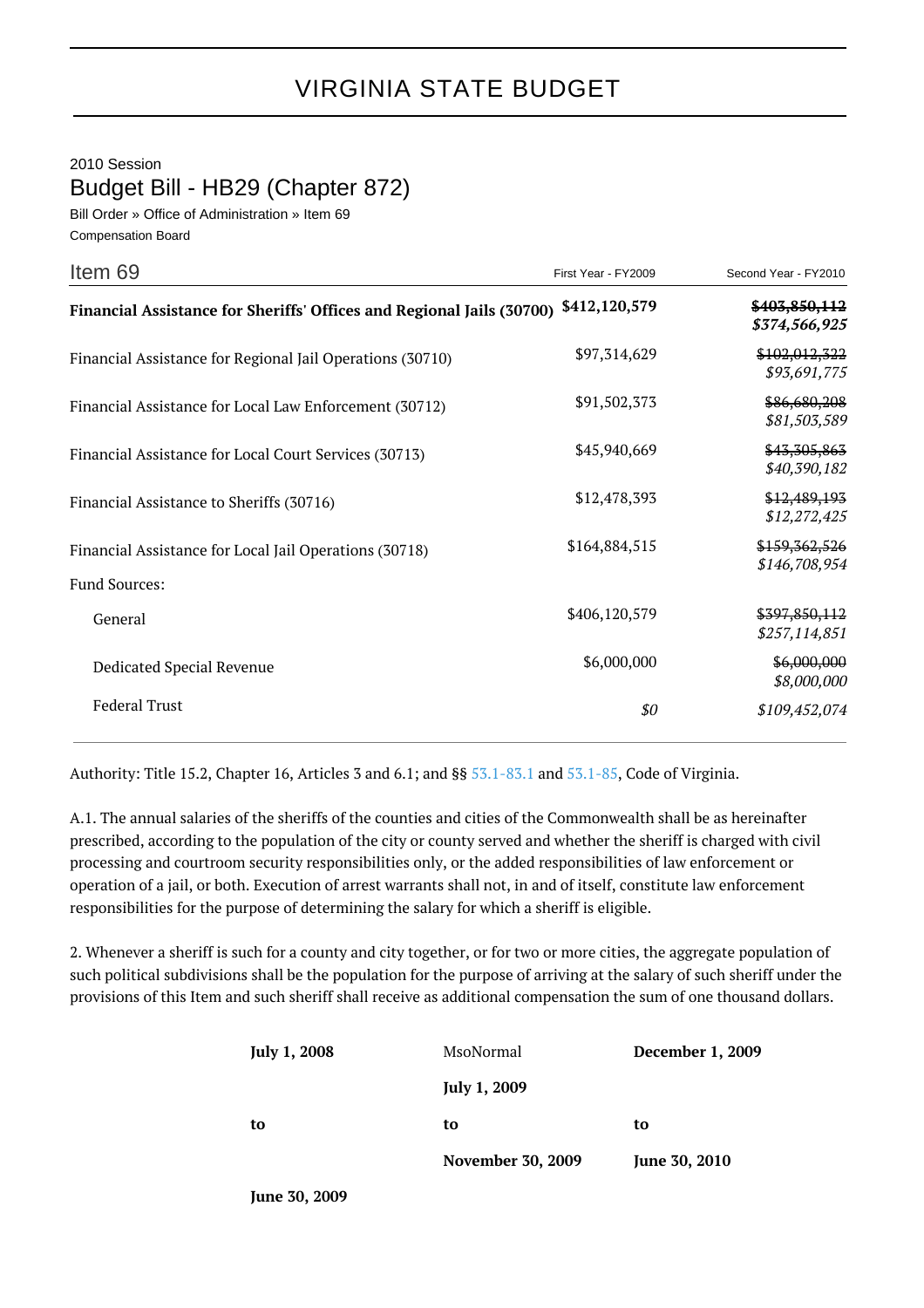# VIRGINIA STATE BUDGET

2010 Session

## Budget Bill - HB29 (Chapter 872)

Bill Order » Office of Administration » Item 69

Compensation Board

| Item 69 | First Year - FY2009 | Second Year - FY2010 |
|---|---|---|
| **Financial Assistance for Sheriffs' Offices and Regional Jails (30700)** | **$412,120,579** | ~~**$403,850,112**~~ ***$374,566,925*** |
| Financial Assistance for Regional Jail Operations (30710) | $97,314,629 | ~~$102,012,322~~ *$93,691,775* |
| Financial Assistance for Local Law Enforcement (30712) | $91,502,373 | ~~$86,680,208~~ *$81,503,589* |
| Financial Assistance for Local Court Services (30713) | $45,940,669 | ~~$43,305,863~~ *$40,390,182* |
| Financial Assistance to Sheriffs (30716) | $12,478,393 | ~~$12,489,193~~ *$12,272,425* |
| Financial Assistance for Local Jail Operations (30718) | $164,884,515 | ~~$159,362,526~~ *$146,708,954* |
| Fund Sources: | | |
| General | $406,120,579 | ~~$397,850,112~~ *$257,114,851* |
| Dedicated Special Revenue | $6,000,000 | ~~$6,000,000~~ *$8,000,000* |
| Federal Trust | *$0* | *$109,452,074* |

Authority: Title 15.2, Chapter 16, Articles 3 and 6.1; and §§ 53.1-83.1 and 53.1-85, Code of Virginia.

A.1. The annual salaries of the sheriffs of the counties and cities of the Commonwealth shall be as hereinafter prescribed, according to the population of the city or county served and whether the sheriff is charged with civil processing and courtroom security responsibilities only, or the added responsibilities of law enforcement or operation of a jail, or both. Execution of arrest warrants shall not, in and of itself, constitute law enforcement responsibilities for the purpose of determining the salary for which a sheriff is eligible.

2. Whenever a sheriff is such for a county and city together, or for two or more cities, the aggregate population of such political subdivisions shall be the population for the purpose of arriving at the salary of such sheriff under the provisions of this Item and such sheriff shall receive as additional compensation the sum of one thousand dollars.

| **July 1, 2008 to June 30, 2009** | MsoNormal **July 1, 2009 to November 30, 2009** | **December 1, 2009 to June 30, 2010** |
|---|---|---|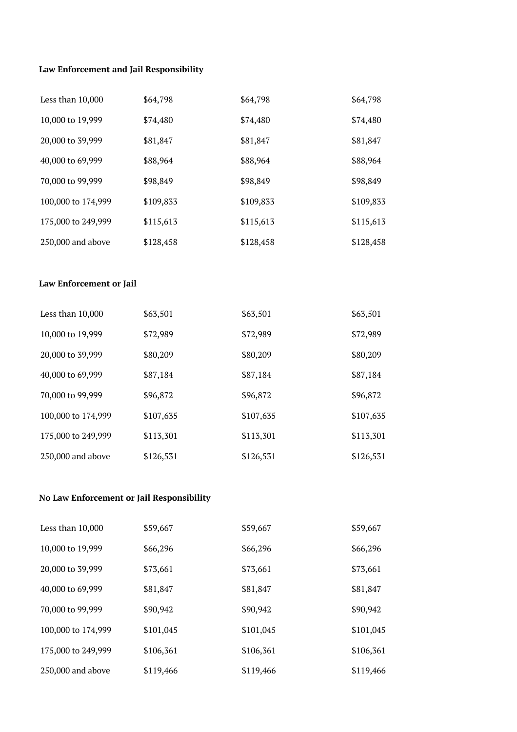**Law Enforcement and Jail Responsibility**

| | | | |
|---|---|---|---|
| Less than 10,000 | $64,798 | $64,798 | $64,798 |
| 10,000 to 19,999 | $74,480 | $74,480 | $74,480 |
| 20,000 to 39,999 | $81,847 | $81,847 | $81,847 |
| 40,000 to 69,999 | $88,964 | $88,964 | $88,964 |
| 70,000 to 99,999 | $98,849 | $98,849 | $98,849 |
| 100,000 to 174,999 | $109,833 | $109,833 | $109,833 |
| 175,000 to 249,999 | $115,613 | $115,613 | $115,613 |
| 250,000 and above | $128,458 | $128,458 | $128,458 |

**Law Enforcement or Jail**

| | | | |
|---|---|---|---|
| Less than 10,000 | $63,501 | $63,501 | $63,501 |
| 10,000 to 19,999 | $72,989 | $72,989 | $72,989 |
| 20,000 to 39,999 | $80,209 | $80,209 | $80,209 |
| 40,000 to 69,999 | $87,184 | $87,184 | $87,184 |
| 70,000 to 99,999 | $96,872 | $96,872 | $96,872 |
| 100,000 to 174,999 | $107,635 | $107,635 | $107,635 |
| 175,000 to 249,999 | $113,301 | $113,301 | $113,301 |
| 250,000 and above | $126,531 | $126,531 | $126,531 |

**No Law Enforcement or Jail Responsibility**

| | | | |
|---|---|---|---|
| Less than 10,000 | $59,667 | $59,667 | $59,667 |
| 10,000 to 19,999 | $66,296 | $66,296 | $66,296 |
| 20,000 to 39,999 | $73,661 | $73,661 | $73,661 |
| 40,000 to 69,999 | $81,847 | $81,847 | $81,847 |
| 70,000 to 99,999 | $90,942 | $90,942 | $90,942 |
| 100,000 to 174,999 | $101,045 | $101,045 | $101,045 |
| 175,000 to 249,999 | $106,361 | $106,361 | $106,361 |
| 250,000 and above | $119,466 | $119,466 | $119,466 |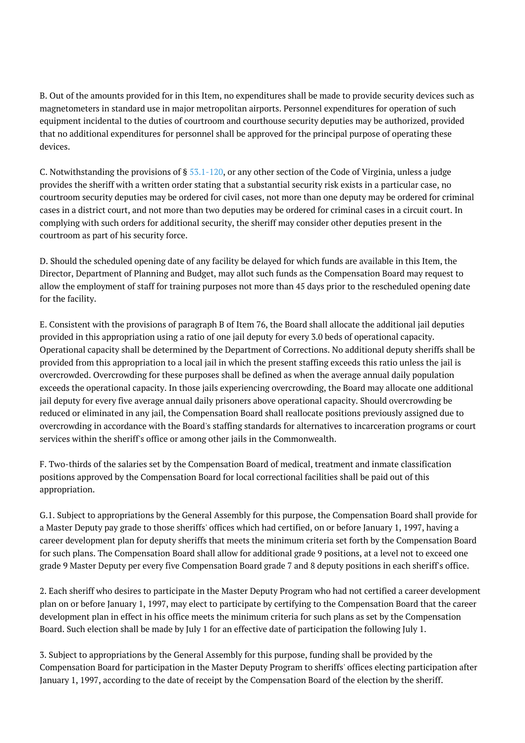B. Out of the amounts provided for in this Item, no expenditures shall be made to provide security devices such as magnetometers in standard use in major metropolitan airports. Personnel expenditures for operation of such equipment incidental to the duties of courtroom and courthouse security deputies may be authorized, provided that no additional expenditures for personnel shall be approved for the principal purpose of operating these devices.

C. Notwithstanding the provisions of § 53.1-120, or any other section of the Code of Virginia, unless a judge provides the sheriff with a written order stating that a substantial security risk exists in a particular case, no courtroom security deputies may be ordered for civil cases, not more than one deputy may be ordered for criminal cases in a district court, and not more than two deputies may be ordered for criminal cases in a circuit court. In complying with such orders for additional security, the sheriff may consider other deputies present in the courtroom as part of his security force.

D. Should the scheduled opening date of any facility be delayed for which funds are available in this Item, the Director, Department of Planning and Budget, may allot such funds as the Compensation Board may request to allow the employment of staff for training purposes not more than 45 days prior to the rescheduled opening date for the facility.

E. Consistent with the provisions of paragraph B of Item 76, the Board shall allocate the additional jail deputies provided in this appropriation using a ratio of one jail deputy for every 3.0 beds of operational capacity. Operational capacity shall be determined by the Department of Corrections. No additional deputy sheriffs shall be provided from this appropriation to a local jail in which the present staffing exceeds this ratio unless the jail is overcrowded. Overcrowding for these purposes shall be defined as when the average annual daily population exceeds the operational capacity. In those jails experiencing overcrowding, the Board may allocate one additional jail deputy for every five average annual daily prisoners above operational capacity. Should overcrowding be reduced or eliminated in any jail, the Compensation Board shall reallocate positions previously assigned due to overcrowding in accordance with the Board's staffing standards for alternatives to incarceration programs or court services within the sheriff's office or among other jails in the Commonwealth.

F. Two-thirds of the salaries set by the Compensation Board of medical, treatment and inmate classification positions approved by the Compensation Board for local correctional facilities shall be paid out of this appropriation.

G.1. Subject to appropriations by the General Assembly for this purpose, the Compensation Board shall provide for a Master Deputy pay grade to those sheriffs' offices which had certified, on or before January 1, 1997, having a career development plan for deputy sheriffs that meets the minimum criteria set forth by the Compensation Board for such plans. The Compensation Board shall allow for additional grade 9 positions, at a level not to exceed one grade 9 Master Deputy per every five Compensation Board grade 7 and 8 deputy positions in each sheriff's office.

2. Each sheriff who desires to participate in the Master Deputy Program who had not certified a career development plan on or before January 1, 1997, may elect to participate by certifying to the Compensation Board that the career development plan in effect in his office meets the minimum criteria for such plans as set by the Compensation Board. Such election shall be made by July 1 for an effective date of participation the following July 1.

3. Subject to appropriations by the General Assembly for this purpose, funding shall be provided by the Compensation Board for participation in the Master Deputy Program to sheriffs' offices electing participation after January 1, 1997, according to the date of receipt by the Compensation Board of the election by the sheriff.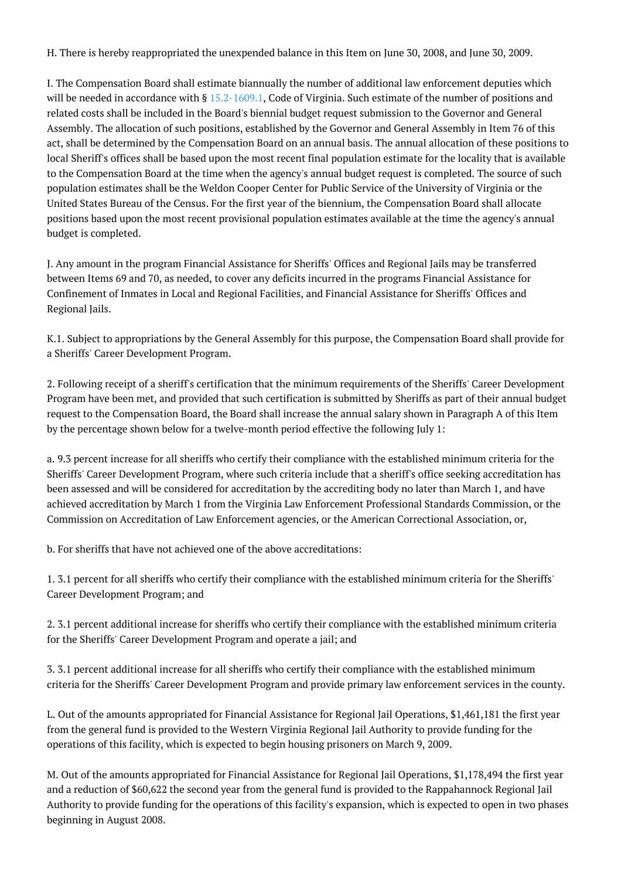H. There is hereby reappropriated the unexpended balance in this Item on June 30, 2008, and June 30, 2009.

I. The Compensation Board shall estimate biannually the number of additional law enforcement deputies which will be needed in accordance with § 15.2-1609.1, Code of Virginia. Such estimate of the number of positions and related costs shall be included in the Board's biennial budget request submission to the Governor and General Assembly. The allocation of such positions, established by the Governor and General Assembly in Item 76 of this act, shall be determined by the Compensation Board on an annual basis. The annual allocation of these positions to local Sheriff's offices shall be based upon the most recent final population estimate for the locality that is available to the Compensation Board at the time when the agency's annual budget request is completed. The source of such population estimates shall be the Weldon Cooper Center for Public Service of the University of Virginia or the United States Bureau of the Census. For the first year of the biennium, the Compensation Board shall allocate positions based upon the most recent provisional population estimates available at the time the agency's annual budget is completed.

J. Any amount in the program Financial Assistance for Sheriffs' Offices and Regional Jails may be transferred between Items 69 and 70, as needed, to cover any deficits incurred in the programs Financial Assistance for Confinement of Inmates in Local and Regional Facilities, and Financial Assistance for Sheriffs' Offices and Regional Jails.

K.1. Subject to appropriations by the General Assembly for this purpose, the Compensation Board shall provide for a Sheriffs' Career Development Program.

2. Following receipt of a sheriff's certification that the minimum requirements of the Sheriffs' Career Development Program have been met, and provided that such certification is submitted by Sheriffs as part of their annual budget request to the Compensation Board, the Board shall increase the annual salary shown in Paragraph A of this Item by the percentage shown below for a twelve-month period effective the following July 1:

a. 9.3 percent increase for all sheriffs who certify their compliance with the established minimum criteria for the Sheriffs' Career Development Program, where such criteria include that a sheriff's office seeking accreditation has been assessed and will be considered for accreditation by the accrediting body no later than March 1, and have achieved accreditation by March 1 from the Virginia Law Enforcement Professional Standards Commission, or the Commission on Accreditation of Law Enforcement agencies, or the American Correctional Association, or,

b. For sheriffs that have not achieved one of the above accreditations:

1. 3.1 percent for all sheriffs who certify their compliance with the established minimum criteria for the Sheriffs' Career Development Program; and

2. 3.1 percent additional increase for sheriffs who certify their compliance with the established minimum criteria for the Sheriffs' Career Development Program and operate a jail; and

3. 3.1 percent additional increase for all sheriffs who certify their compliance with the established minimum criteria for the Sheriffs' Career Development Program and provide primary law enforcement services in the county.

L. Out of the amounts appropriated for Financial Assistance for Regional Jail Operations, $1,461,181 the first year from the general fund is provided to the Western Virginia Regional Jail Authority to provide funding for the operations of this facility, which is expected to begin housing prisoners on March 9, 2009.

M. Out of the amounts appropriated for Financial Assistance for Regional Jail Operations, $1,178,494 the first year and a reduction of $60,622 the second year from the general fund is provided to the Rappahannock Regional Jail Authority to provide funding for the operations of this facility's expansion, which is expected to open in two phases beginning in August 2008.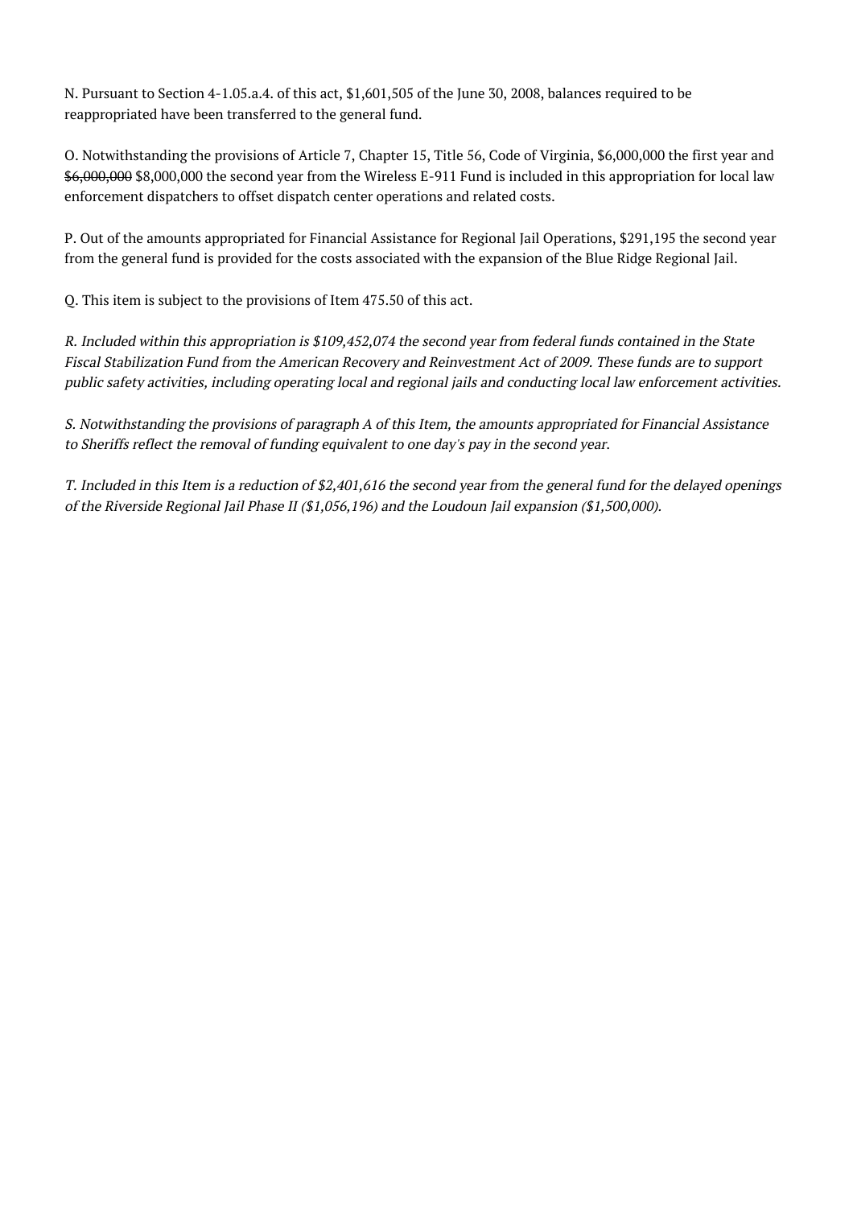N. Pursuant to Section 4-1.05.a.4. of this act, $1,601,505 of the June 30, 2008, balances required to be reappropriated have been transferred to the general fund.

O. Notwithstanding the provisions of Article 7, Chapter 15, Title 56, Code of Virginia, $6,000,000 the first year and ~~$6,000,000~~ $8,000,000 the second year from the Wireless E-911 Fund is included in this appropriation for local law enforcement dispatchers to offset dispatch center operations and related costs.

P. Out of the amounts appropriated for Financial Assistance for Regional Jail Operations, $291,195 the second year from the general fund is provided for the costs associated with the expansion of the Blue Ridge Regional Jail.

Q. This item is subject to the provisions of Item 475.50 of this act.

*R. Included within this appropriation is $109,452,074 the second year from federal funds contained in the State Fiscal Stabilization Fund from the American Recovery and Reinvestment Act of 2009. These funds are to support public safety activities, including operating local and regional jails and conducting local law enforcement activities.*

*S. Notwithstanding the provisions of paragraph A of this Item, the amounts appropriated for Financial Assistance to Sheriffs reflect the removal of funding equivalent to one day's pay in the second year.*

*T. Included in this Item is a reduction of $2,401,616 the second year from the general fund for the delayed openings of the Riverside Regional Jail Phase II ($1,056,196) and the Loudoun Jail expansion ($1,500,000).*